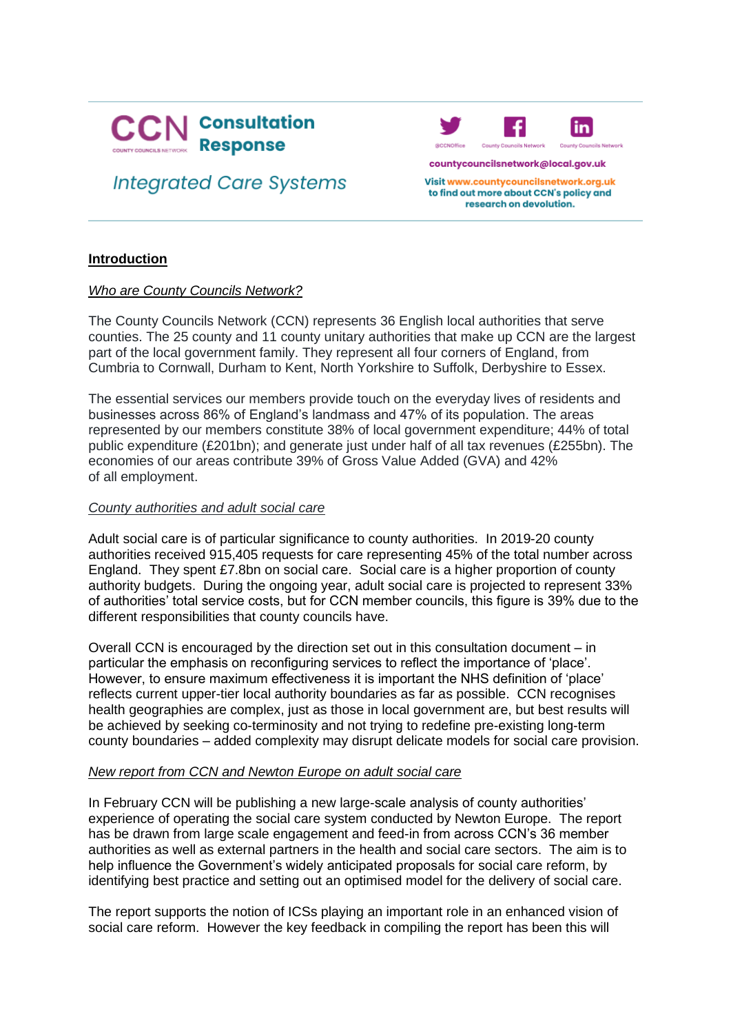# CCN Consultation Response

## Integrated Care Systems

@CCNOffice | County Councils Network | County Councils Network

countycouncilsnetwork@local.gov.uk

Visit www.countycouncilsnetwork.org.uk to find out more about CCN's policy and research on devolution.

**Introduction**

*Who are County Councils Network?*

The County Councils Network (CCN) represents 36 English local authorities that serve counties. The 25 county and 11 county unitary authorities that make up CCN are the largest part of the local government family. They represent all four corners of England, from Cumbria to Cornwall, Durham to Kent, North Yorkshire to Suffolk, Derbyshire to Essex.

The essential services our members provide touch on the everyday lives of residents and businesses across 86% of England's landmass and 47% of its population. The areas represented by our members constitute 38% of local government expenditure; 44% of total public expenditure (£201bn); and generate just under half of all tax revenues (£255bn). The economies of our areas contribute 39% of Gross Value Added (GVA) and 42% of all employment.

*County authorities and adult social care*

Adult social care is of particular significance to county authorities. In 2019-20 county authorities received 915,405 requests for care representing 45% of the total number across England. They spent £7.8bn on social care. Social care is a higher proportion of county authority budgets. During the ongoing year, adult social care is projected to represent 33% of authorities' total service costs, but for CCN member councils, this figure is 39% due to the different responsibilities that county councils have.

Overall CCN is encouraged by the direction set out in this consultation document – in particular the emphasis on reconfiguring services to reflect the importance of 'place'. However, to ensure maximum effectiveness it is important the NHS definition of 'place' reflects current upper-tier local authority boundaries as far as possible. CCN recognises health geographies are complex, just as those in local government are, but best results will be achieved by seeking co-terminosity and not trying to redefine pre-existing long-term county boundaries – added complexity may disrupt delicate models for social care provision.

*New report from CCN and Newton Europe on adult social care*

In February CCN will be publishing a new large-scale analysis of county authorities' experience of operating the social care system conducted by Newton Europe. The report has be drawn from large scale engagement and feed-in from across CCN's 36 member authorities as well as external partners in the health and social care sectors. The aim is to help influence the Government's widely anticipated proposals for social care reform, by identifying best practice and setting out an optimised model for the delivery of social care.

The report supports the notion of ICSs playing an important role in an enhanced vision of social care reform. However the key feedback in compiling the report has been this will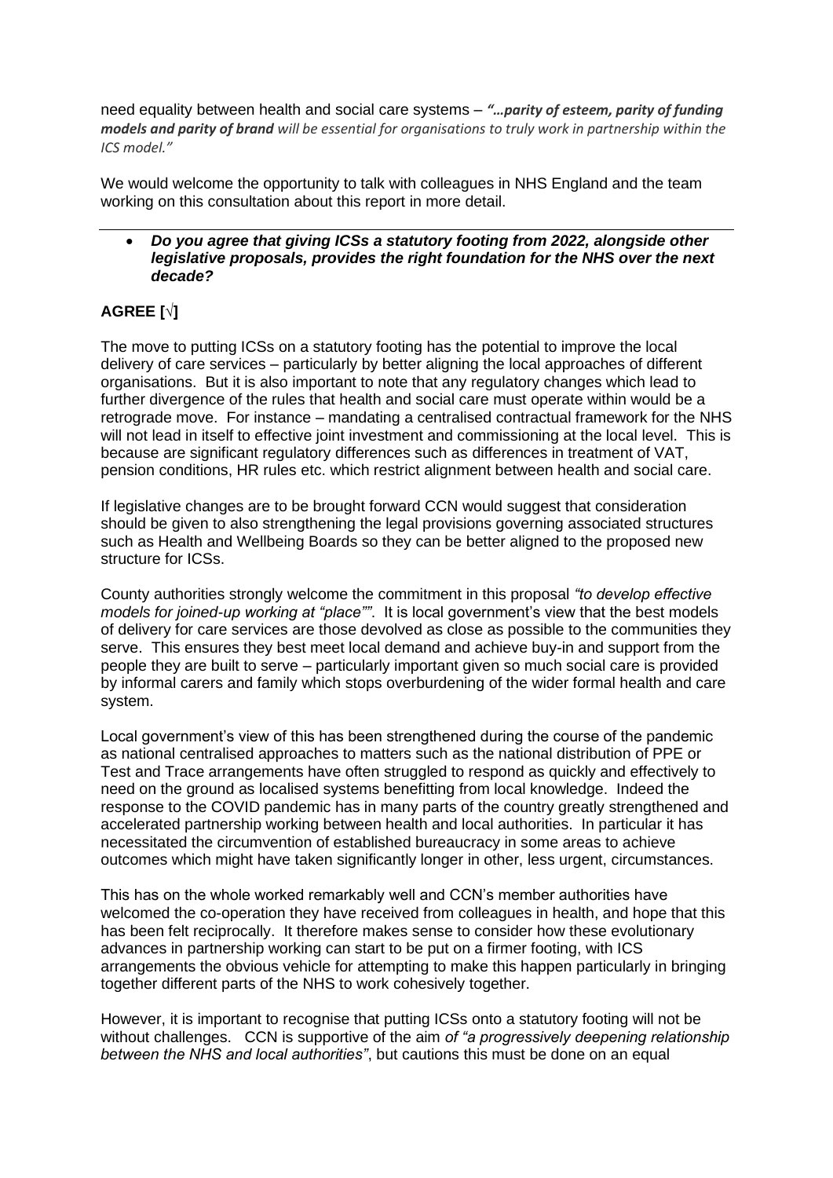need equality between health and social care systems – ***"…parity of esteem, parity of funding models and parity of brand** will be essential for organisations to truly work in partnership within the ICS model."*

We would welcome the opportunity to talk with colleagues in NHS England and the team working on this consultation about this report in more detail.

---

- ***Do you agree that giving ICSs a statutory footing from 2022, alongside other legislative proposals, provides the right foundation for the NHS over the next decade?***

**AGREE [√]**

The move to putting ICSs on a statutory footing has the potential to improve the local delivery of care services – particularly by better aligning the local approaches of different organisations. But it is also important to note that any regulatory changes which lead to further divergence of the rules that health and social care must operate within would be a retrograde move. For instance – mandating a centralised contractual framework for the NHS will not lead in itself to effective joint investment and commissioning at the local level. This is because are significant regulatory differences such as differences in treatment of VAT, pension conditions, HR rules etc. which restrict alignment between health and social care.

If legislative changes are to be brought forward CCN would suggest that consideration should be given to also strengthening the legal provisions governing associated structures such as Health and Wellbeing Boards so they can be better aligned to the proposed new structure for ICSs.

County authorities strongly welcome the commitment in this proposal *"to develop effective models for joined-up working at "place""*. It is local government's view that the best models of delivery for care services are those devolved as close as possible to the communities they serve. This ensures they best meet local demand and achieve buy-in and support from the people they are built to serve – particularly important given so much social care is provided by informal carers and family which stops overburdening of the wider formal health and care system.

Local government's view of this has been strengthened during the course of the pandemic as national centralised approaches to matters such as the national distribution of PPE or Test and Trace arrangements have often struggled to respond as quickly and effectively to need on the ground as localised systems benefitting from local knowledge. Indeed the response to the COVID pandemic has in many parts of the country greatly strengthened and accelerated partnership working between health and local authorities. In particular it has necessitated the circumvention of established bureaucracy in some areas to achieve outcomes which might have taken significantly longer in other, less urgent, circumstances.

This has on the whole worked remarkably well and CCN's member authorities have welcomed the co-operation they have received from colleagues in health, and hope that this has been felt reciprocally. It therefore makes sense to consider how these evolutionary advances in partnership working can start to be put on a firmer footing, with ICS arrangements the obvious vehicle for attempting to make this happen particularly in bringing together different parts of the NHS to work cohesively together.

However, it is important to recognise that putting ICSs onto a statutory footing will not be without challenges. CCN is supportive of the aim *of "a progressively deepening relationship between the NHS and local authorities"*, but cautions this must be done on an equal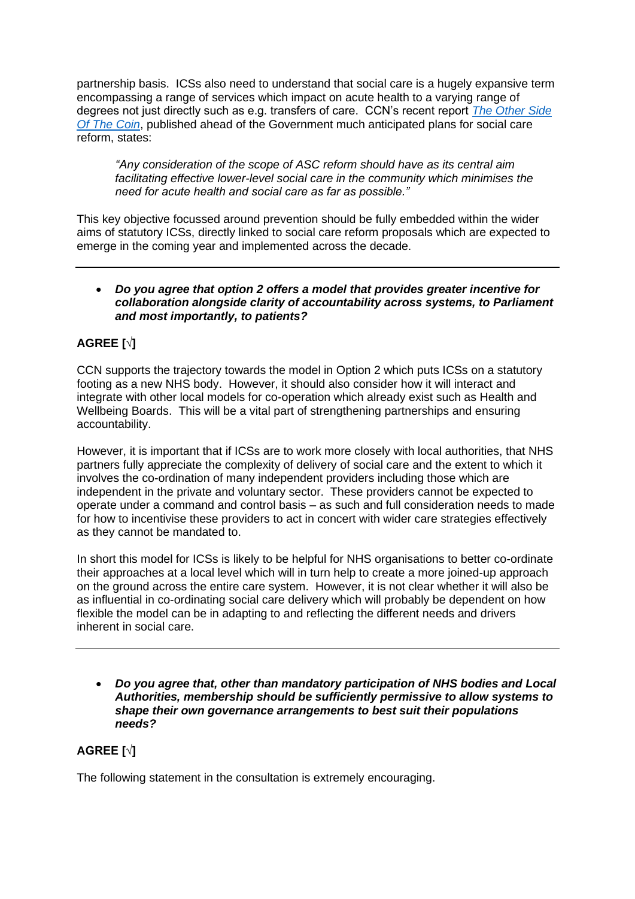partnership basis. ICSs also need to understand that social care is a hugely expansive term encompassing a range of services which impact on acute health to a varying range of degrees not just directly such as e.g. transfers of care. CCN's recent report [*The Other Side Of The Coin*](), published ahead of the Government much anticipated plans for social care reform, states:

> *"Any consideration of the scope of ASC reform should have as its central aim facilitating effective lower-level social care in the community which minimises the need for acute health and social care as far as possible."*

This key objective focussed around prevention should be fully embedded within the wider aims of statutory ICSs, directly linked to social care reform proposals which are expected to emerge in the coming year and implemented across the decade.

---

- ***Do you agree that option 2 offers a model that provides greater incentive for collaboration alongside clarity of accountability across systems, to Parliament and most importantly, to patients?***

**AGREE [√]**

CCN supports the trajectory towards the model in Option 2 which puts ICSs on a statutory footing as a new NHS body. However, it should also consider how it will interact and integrate with other local models for co-operation which already exist such as Health and Wellbeing Boards. This will be a vital part of strengthening partnerships and ensuring accountability.

However, it is important that if ICSs are to work more closely with local authorities, that NHS partners fully appreciate the complexity of delivery of social care and the extent to which it involves the co-ordination of many independent providers including those which are independent in the private and voluntary sector. These providers cannot be expected to operate under a command and control basis – as such and full consideration needs to made for how to incentivise these providers to act in concert with wider care strategies effectively as they cannot be mandated to.

In short this model for ICSs is likely to be helpful for NHS organisations to better co-ordinate their approaches at a local level which will in turn help to create a more joined-up approach on the ground across the entire care system. However, it is not clear whether it will also be as influential in co-ordinating social care delivery which will probably be dependent on how flexible the model can be in adapting to and reflecting the different needs and drivers inherent in social care.

---

- ***Do you agree that, other than mandatory participation of NHS bodies and Local Authorities, membership should be sufficiently permissive to allow systems to shape their own governance arrangements to best suit their populations needs?***

**AGREE [√]**

The following statement in the consultation is extremely encouraging.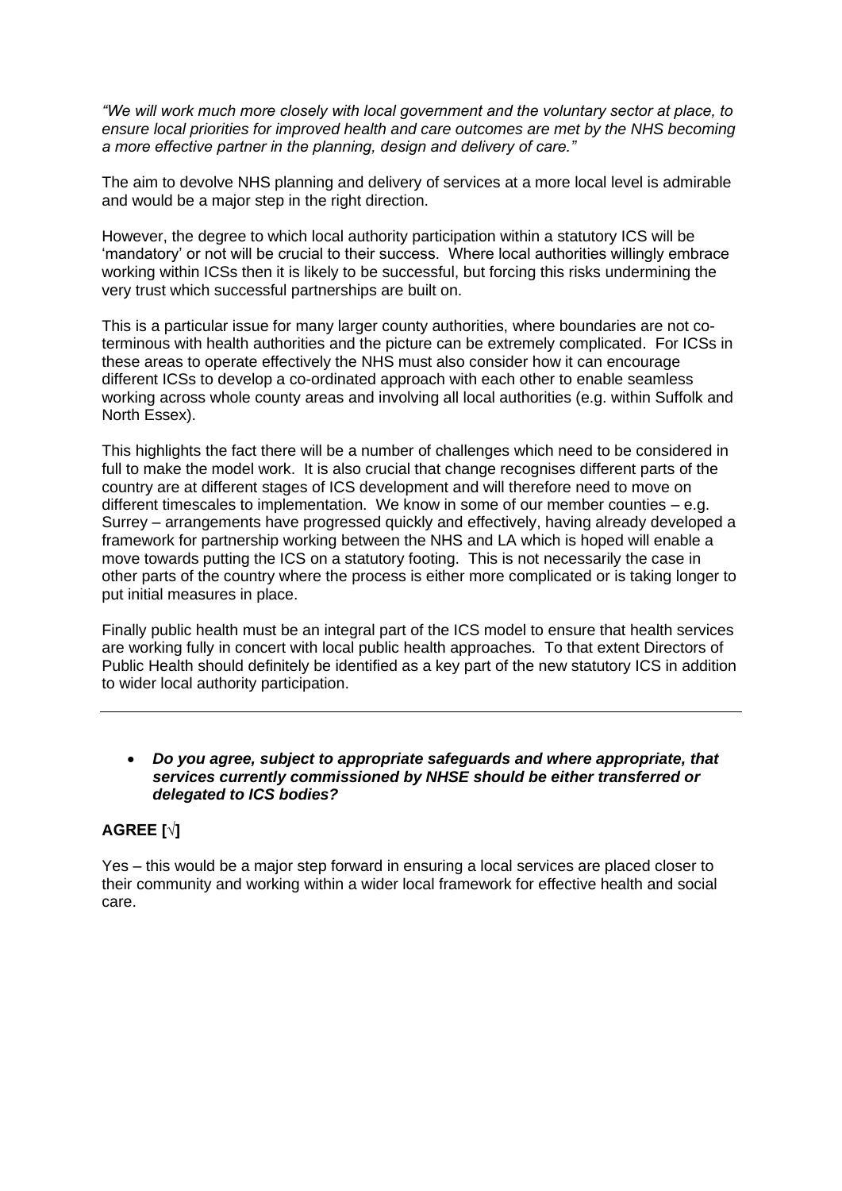*"We will work much more closely with local government and the voluntary sector at place, to ensure local priorities for improved health and care outcomes are met by the NHS becoming a more effective partner in the planning, design and delivery of care."*

The aim to devolve NHS planning and delivery of services at a more local level is admirable and would be a major step in the right direction.

However, the degree to which local authority participation within a statutory ICS will be 'mandatory' or not will be crucial to their success. Where local authorities willingly embrace working within ICSs then it is likely to be successful, but forcing this risks undermining the very trust which successful partnerships are built on.

This is a particular issue for many larger county authorities, where boundaries are not co-terminous with health authorities and the picture can be extremely complicated. For ICSs in these areas to operate effectively the NHS must also consider how it can encourage different ICSs to develop a co-ordinated approach with each other to enable seamless working across whole county areas and involving all local authorities (e.g. within Suffolk and North Essex).

This highlights the fact there will be a number of challenges which need to be considered in full to make the model work. It is also crucial that change recognises different parts of the country are at different stages of ICS development and will therefore need to move on different timescales to implementation. We know in some of our member counties – e.g. Surrey – arrangements have progressed quickly and effectively, having already developed a framework for partnership working between the NHS and LA which is hoped will enable a move towards putting the ICS on a statutory footing. This is not necessarily the case in other parts of the country where the process is either more complicated or is taking longer to put initial measures in place.

Finally public health must be an integral part of the ICS model to ensure that health services are working fully in concert with local public health approaches. To that extent Directors of Public Health should definitely be identified as a key part of the new statutory ICS in addition to wider local authority participation.

---

- ***Do you agree, subject to appropriate safeguards and where appropriate, that services currently commissioned by NHSE should be either transferred or delegated to ICS bodies?***

**AGREE [√]**

Yes – this would be a major step forward in ensuring a local services are placed closer to their community and working within a wider local framework for effective health and social care.